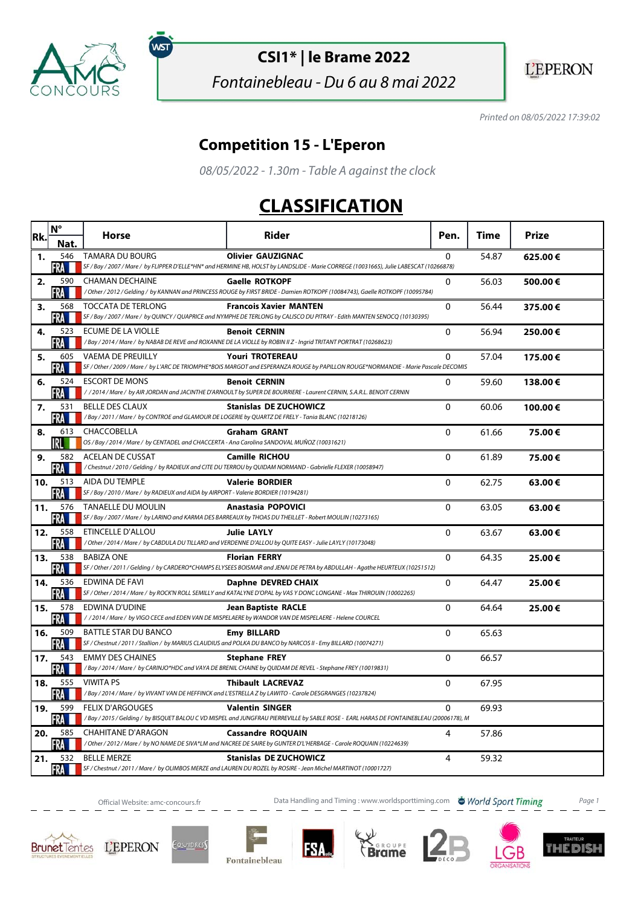## CSI1* | le Brame 2022

*Fontainebleau - Du 6 au 8 mai 2022*

*Printed on 08/05/2022 17:39:02*

# Competition 15 - L'Eperon

*08/05/2022 - 1.30m - Table A against the clock*

# CLASSIFICATION

| Rk. | N° Nat. | Horse | Rider | Pen. | Time | Prize |
|---|---|---|---|---|---|---|
| 1. | 546 FRA | TAMARA DU BOURG<br>SF / Bay / 2007 / Mare / by FLIPPER D'ELLE*HN* and HERMINE HB, HOLST by LANDSLIDE - Marie CORREGE (10031665), Julie LABESCAT (10266878) | **Olivier GAUZIGNAC** | 0 | 54.87 | **625.00 €** |
| 2. | 590 FRA | CHAMAN DECHAINE<br>/ Other / 2012 / Gelding / by KANNAN and PRINCESS ROUGE by FIRST BRIDE - Damien ROTKOPF (10084743), Gaelle ROTKOPF (10095784) | **Gaelle ROTKOPF** | 0 | 56.03 | **500.00 €** |
| 3. | 568 FRA | TOCCATA DE TERLONG<br>SF / Bay / 2007 / Mare / by QUINCY / QUAPRICE and NYMPHE DE TERLONG by CALISCO DU PITRAY - Edith MANTEN SENOCQ (10130395) | **Francois Xavier MANTEN** | 0 | 56.44 | **375.00 €** |
| 4. | 523 FRA | ECUME DE LA VIOLLE<br>/ Bay / 2014 / Mare / by NABAB DE REVE and ROXANNE DE LA VIOLLE by ROBIN II Z - Ingrid TRITANT PORTRAT (10268623) | **Benoit CERNIN** | 0 | 56.94 | **250.00 €** |
| 5. | 605 FRA | VAEMA DE PREUILLY<br>SF / Other / 2009 / Mare / by L'ARC DE TRIOMPHE*BOIS MARGOT and ESPERANZA ROUGE by PAPILLON ROUGE*NORMANDIE - Marie Pascale DECOMIS | **Youri TROTEREAU** | 0 | 57.04 | **175.00 €** |
| 6. | 524 FRA | ESCORT DE MONS<br>/ / 2014 / Mare / by AIR JORDAN and JACINTHE D'ARNOULT by SUPER DE BOURRIERE - Laurent CERNIN, S.A.R.L. BENOIT CERNIN | **Benoit CERNIN** | 0 | 59.60 | **138.00 €** |
| 7. | 531 FRA | BELLE DES CLAUX<br>/ Bay / 2011 / Mare / by CONTROE and GLAMOUR DE LOGERIE by QUARTZ DE FRELY - Tania BLANC (10218126) | **Stanislas DE ZUCHOWICZ** | 0 | 60.06 | **100.00 €** |
| 8. | 613 IRL | CHACCOBELLA<br>OS / Bay / 2014 / Mare / by CENTADEL and CHACCERTA - Ana Carolina SANDOVAL MUÑOZ (10031621) | **Graham GRANT** | 0 | 61.66 | **75.00 €** |
| 9. | 582 FRA | ACELAN DE CUSSAT<br>/ Chestnut / 2010 / Gelding / by RADIEUX and CITE DU TERROU by QUIDAM NORMAND - Gabrielle FLEXER (10058947) | **Camille RICHOU** | 0 | 61.89 | **75.00 €** |
| 10. | 513 FRA | AIDA DU TEMPLE<br>SF / Bay / 2010 / Mare / by RADIEUX and AIDA by AIRPORT - Valerie BORDIER (10194281) | **Valerie BORDIER** | 0 | 62.75 | **63.00 €** |
| 11. | 576 FRA | TANAELLE DU MOULIN<br>SF / Bay / 2007 / Mare / by LARINO and KARMA DES BARREAUX by THOAS DU THEILLET - Robert MOULIN (10273165) | **Anastasia POPOVICI** | 0 | 63.05 | **63.00 €** |
| 12. | 558 FRA | ETINCELLE D'ALLOU<br>/ Other / 2014 / Mare / by CABDULA DU TILLARD and VERDENNE D'ALLOU by QUITE EASY - Julie LAYLY (10173048) | **Julie LAYLY** | 0 | 63.67 | **63.00 €** |
| 13. | 538 FRA | BABIZA ONE<br>SF / Other / 2011 / Gelding / by CARDERO*CHAMPS ELYSEES BOISMAR and JENAI DE PETRA by ABDULLAH - Agathe HEURTEUX (10251512) | **Florian FERRY** | 0 | 64.35 | **25.00 €** |
| 14. | 536 FRA | EDWINA DE FAVI<br>SF / Other / 2014 / Mare / by ROCK'N ROLL SEMILLY and KATALYNE D'OPAL by VAS Y DONC LONGANE - Max THIROUIN (10002265) | **Daphne DEVRED CHAIX** | 0 | 64.47 | **25.00 €** |
| 15. | 578 FRA | EDWINA D'UDINE<br>/ / 2014 / Mare / by VIGO CECE and EDEN VAN DE MISPELAERE by WANDOR VAN DE MISPELAERE - Helene COURCEL | **Jean Baptiste RACLE** | 0 | 64.64 | **25.00 €** |
| 16. | 509 FRA | BATTLE STAR DU BANCO<br>SF / Chestnut / 2011 / Stallion / by MARIUS CLAUDIUS and POLKA DU BANCO by NARCOS II - Emy BILLARD (10074271) | **Emy BILLARD** | 0 | 65.63 | |
| 17. | 543 FRA | EMMY DES CHAINES<br>/ Bay / 2014 / Mare / by CARINJO*HDC and VAYA DE BRENIL CHAINE by QUIDAM DE REVEL - Stephane FREY (10019831) | **Stephane FREY** | 0 | 66.57 | |
| 18. | 555 FRA | VIWITA PS<br>/ Bay / 2014 / Mare / by VIVANT VAN DE HEFFINCK and L'ESTRELLA Z by LAWITO - Carole DESGRANGES (10237824) | **Thibault LACREVAZ** | 0 | 67.95 | |
| 19. | 599 FRA | FELIX D'ARGOUGES<br>/ Bay / 2015 / Gelding / by BISQUET BALOU C VD MISPEL and JUNGFRAU PIERREVILLE by SABLE ROSE - EARL HARAS DE FONTAINEBLEAU (20006178), M | **Valentin SINGER** | 0 | 69.93 | |
| 20. | 585 FRA | CHAHITANE D'ARAGON<br>/ Other / 2012 / Mare / by NO NAME DE SIVA*LM and NACREE DE SAIRE by GUNTER D'L'HERBAGE - Carole ROQUAIN (10224639) | **Cassandre ROQUAIN** | 4 | 57.86 | |
| 21. | 532 FRA | BELLE MERZE<br>SF / Chestnut / 2011 / Mare / by OLIMBOS MERZE and LAUREN DU ROZEL by ROSIRE - Jean Michel MARTINOT (10001727) | **Stanislas DE ZUCHOWICZ** | 4 | 59.32 | |

Official Website: amc-concours.fr — Data Handling and Timing : www.worldsporttiming.com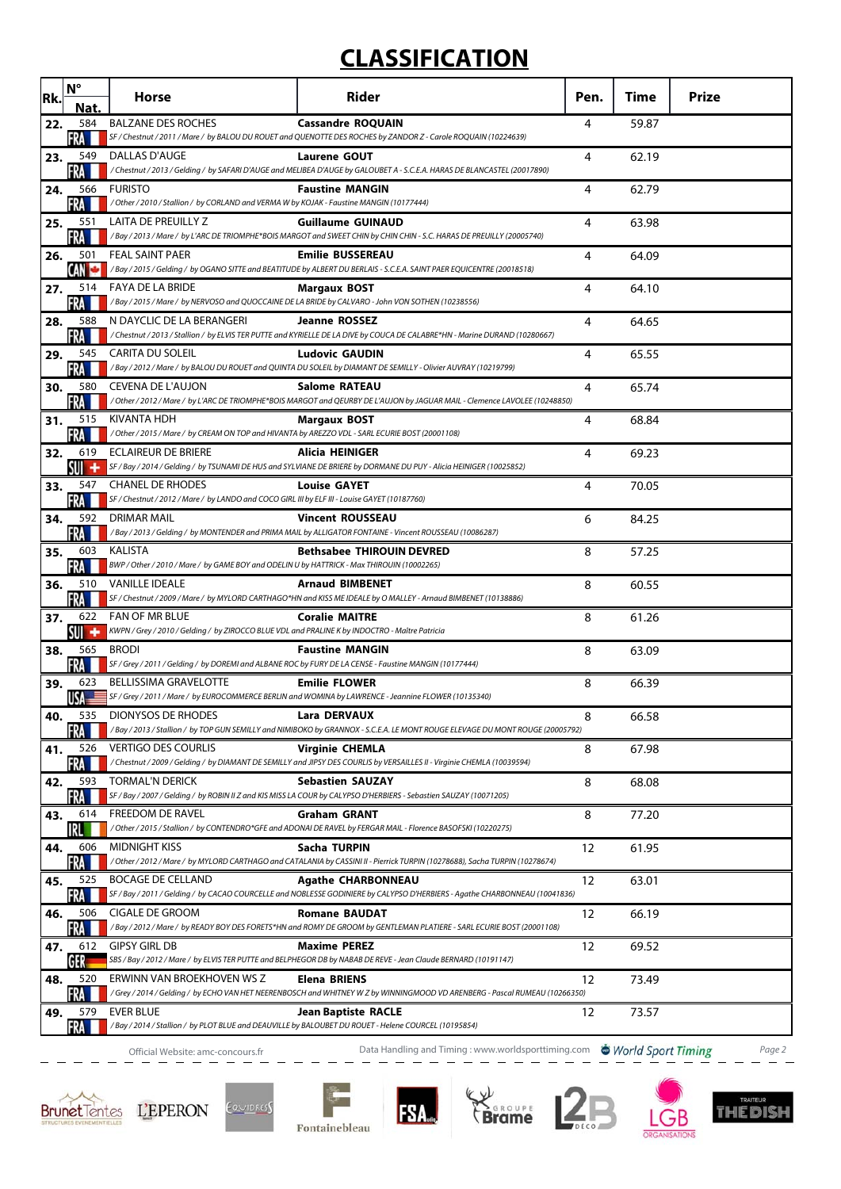# CLASSIFICATION

| Rk. | N° Nat. | Horse | Rider | Pen. | Time | Prize |
|---|---|---|---|---|---|---|
| 22. | 584 FRA | BALZANE DES ROCHES<br>SF / Chestnut / 2011 / Mare / by BALOU DU ROUET and QUENOTTE DES ROCHES by ZANDOR Z - Carole ROQUAIN (10224639) | **Cassandre ROQUAIN** | 4 | 59.87 | |
| 23. | 549 FRA | DALLAS D'AUGE<br>/ Chestnut / 2013 / Gelding / by SAFARI D'AUGE and MELIBEA D'AUGE by GALOUBET A - S.C.E.A. HARAS DE BLANCASTEL (20017890) | **Laurene GOUT** | 4 | 62.19 | |
| 24. | 566 FRA | FURISTO<br>/ Other / 2010 / Stallion / by CORLAND and VERMA W by KOJAK - Faustine MANGIN (10177444) | **Faustine MANGIN** | 4 | 62.79 | |
| 25. | 551 FRA | LAITA DE PREUILLY Z<br>/ Bay / 2013 / Mare / by L'ARC DE TRIOMPHE*BOIS MARGOT and SWEET CHIN by CHIN CHIN - S.C. HARAS DE PREUILLY (20005740) | **Guillaume GUINAUD** | 4 | 63.98 | |
| 26. | 501 CAN | FEAL SAINT PAER<br>/ Bay / 2015 / Gelding / by OGANO SITTE and BEATITUDE by ALBERT DU BERLAIS - S.C.E.A. SAINT PAER EQUICENTRE (20018518) | **Emilie BUSSEREAU** | 4 | 64.09 | |
| 27. | 514 FRA | FAYA DE LA BRIDE<br>/ Bay / 2015 / Mare / by NERVOSO and QUOCCAINE DE LA BRIDE by CALVARO - John VON SOTHEN (10238556) | **Margaux BOST** | 4 | 64.10 | |
| 28. | 588 FRA | N DAYCLIC DE LA BERANGERI<br>/ Chestnut / 2013 / Stallion / by ELVIS TER PUTTE and KYRIELLE DE LA DIVE by COUCA DE CALABRE*HN - Marine DURAND (10280667) | **Jeanne ROSSEZ** | 4 | 64.65 | |
| 29. | 545 FRA | CARITA DU SOLEIL<br>/ Bay / 2012 / Mare / by BALOU DU ROUET and QUINTA DU SOLEIL by DIAMANT DE SEMILLY - Olivier AUVRAY (10219799) | **Ludovic GAUDIN** | 4 | 65.55 | |
| 30. | 580 FRA | CEVENA DE L'AUJON<br>/ Other / 2012 / Mare / by L'ARC DE TRIOMPHE*BOIS MARGOT and QEURBY DE L'AUJON by JAGUAR MAIL - Clemence LAVOLEE (10248850) | **Salome RATEAU** | 4 | 65.74 | |
| 31. | 515 FRA | KIVANTA HDH<br>/ Other / 2015 / Mare / by CREAM ON TOP and HIVANTA by AREZZO VDL - SARL ECURIE BOST (20001108) | **Margaux BOST** | 4 | 68.84 | |
| 32. | 619 SUI | ECLAIREUR DE BRIERE<br>SF / Bay / 2014 / Gelding / by TSUNAMI DE HUS and SYLVIANE DE BRIERE by DORMANE DU PUY - Alicia HEINIGER (10025852) | **Alicia HEINIGER** | 4 | 69.23 | |
| 33. | 547 FRA | CHANEL DE RHODES<br>SF / Chestnut / 2012 / Mare / by LANDO and COCO GIRL III by ELF III - Louise GAYET (10187760) | **Louise GAYET** | 4 | 70.05 | |
| 34. | 592 FRA | DRIMAR MAIL<br>/ Bay / 2013 / Gelding / by MONTENDER and PRIMA MAIL by ALLIGATOR FONTAINE - Vincent ROUSSEAU (10086287) | **Vincent ROUSSEAU** | 6 | 84.25 | |
| 35. | 603 FRA | KALISTA<br>BWP / Other / 2010 / Mare / by GAME BOY and ODELIN U by HATTRICK - Max THIROUIN (10002265) | **Bethsabee THIROUIN DEVRED** | 8 | 57.25 | |
| 36. | 510 FRA | VANILLE IDEALE<br>SF / Chestnut / 2009 / Mare / by MYLORD CARTHAGO*HN and KISS ME IDEALE by O MALLEY - Arnaud BIMBENET (10138886) | **Arnaud BIMBENET** | 8 | 60.55 | |
| 37. | 622 SUI | FAN OF MR BLUE<br>KWPN / Grey / 2010 / Gelding / by ZIROCCO BLUE VDL and PRALINE K by INDOCTRO - Maître Patricia | **Coralie MAITRE** | 8 | 61.26 | |
| 38. | 565 FRA | BRODI<br>SF / Grey / 2011 / Gelding / by DOREMI and ALBANE ROC by FURY DE LA CENSE - Faustine MANGIN (10177444) | **Faustine MANGIN** | 8 | 63.09 | |
| 39. | 623 USA | BELLISSIMA GRAVELOTTE<br>SF / Grey / 2011 / Mare / by EUROCOMMERCE BERLIN and WOMINA by LAWRENCE - Jeannine FLOWER (10135340) | **Emilie FLOWER** | 8 | 66.39 | |
| 40. | 535 FRA | DIONYSOS DE RHODES<br>/ Bay / 2013 / Stallion / by TOP GUN SEMILLY and NIMIBOKO by GRANNOX - S.C.E.A. LE MONT ROUGE ELEVAGE DU MONT ROUGE (20005792) | **Lara DERVAUX** | 8 | 66.58 | |
| 41. | 526 FRA | VERTIGO DES COURLIS<br>/ Chestnut / 2009 / Gelding / by DIAMANT DE SEMILLY and JIPSY DES COURLIS by VERSAILLES II - Virginie CHEMLA (10039594) | **Virginie CHEMLA** | 8 | 67.98 | |
| 42. | 593 FRA | TORMAL'N DERICK<br>SF / Bay / 2007 / Gelding / by ROBIN II Z and KIS MISS LA COUR by CALYPSO D'HERBIERS - Sebastien SAUZAY (10071205) | **Sebastien SAUZAY** | 8 | 68.08 | |
| 43. | 614 IRL | FREEDOM DE RAVEL<br>/ Other / 2015 / Stallion / by CONTENDRO*GFE and ADONAI DE RAVEL by FERGAR MAIL - Florence BASOFSKI (10220275) | **Graham GRANT** | 8 | 77.20 | |
| 44. | 606 FRA | MIDNIGHT KISS<br>/ Other / 2012 / Mare / by MYLORD CARTHAGO and CATALANIA by CASSINI II - Pierrick TURPIN (10278688), Sacha TURPIN (10278674) | **Sacha TURPIN** | 12 | 61.95 | |
| 45. | 525 FRA | BOCAGE DE CELLAND<br>SF / Bay / 2011 / Gelding / by CACAO COURCELLE and NOBLESSE GODINIERE by CALYPSO D'HERBIERS - Agathe CHARBONNEAU (10041836) | **Agathe CHARBONNEAU** | 12 | 63.01 | |
| 46. | 506 FRA | CIGALE DE GROOM<br>/ Bay / 2012 / Mare / by READY BOY DES FORETS*HN and ROMY DE GROOM by GENTLEMAN PLATIERE - SARL ECURIE BOST (20001108) | **Romane BAUDAT** | 12 | 66.19 | |
| 47. | 612 GER | GIPSY GIRL DB<br>SBS / Bay / 2012 / Mare / by ELVIS TER PUTTE and BELPHEGOR DB by NABAB DE REVE - Jean Claude BERNARD (10191147) | **Maxime PEREZ** | 12 | 69.52 | |
| 48. | 520 FRA | ERWINN VAN BROEKHOVEN WS Z<br>/ Grey / 2014 / Gelding / by ECHO VAN HET NEERENBOSCH and WHITNEY W Z by WINNINGMOOD VD ARENBERG - Pascal RUMEAU (10266350) | **Elena BRIENS** | 12 | 73.49 | |
| 49. | 579 FRA | EVER BLUE<br>/ Bay / 2014 / Stallion / by PLOT BLUE and DEAUVILLE by BALOUBET DU ROUET - Helene COURCEL (10195854) | **Jean Baptiste RACLE** | 12 | 73.57 | |

Official Website: amc-concours.fr — Data Handling and Timing : www.worldsporttiming.com — World Sport Timing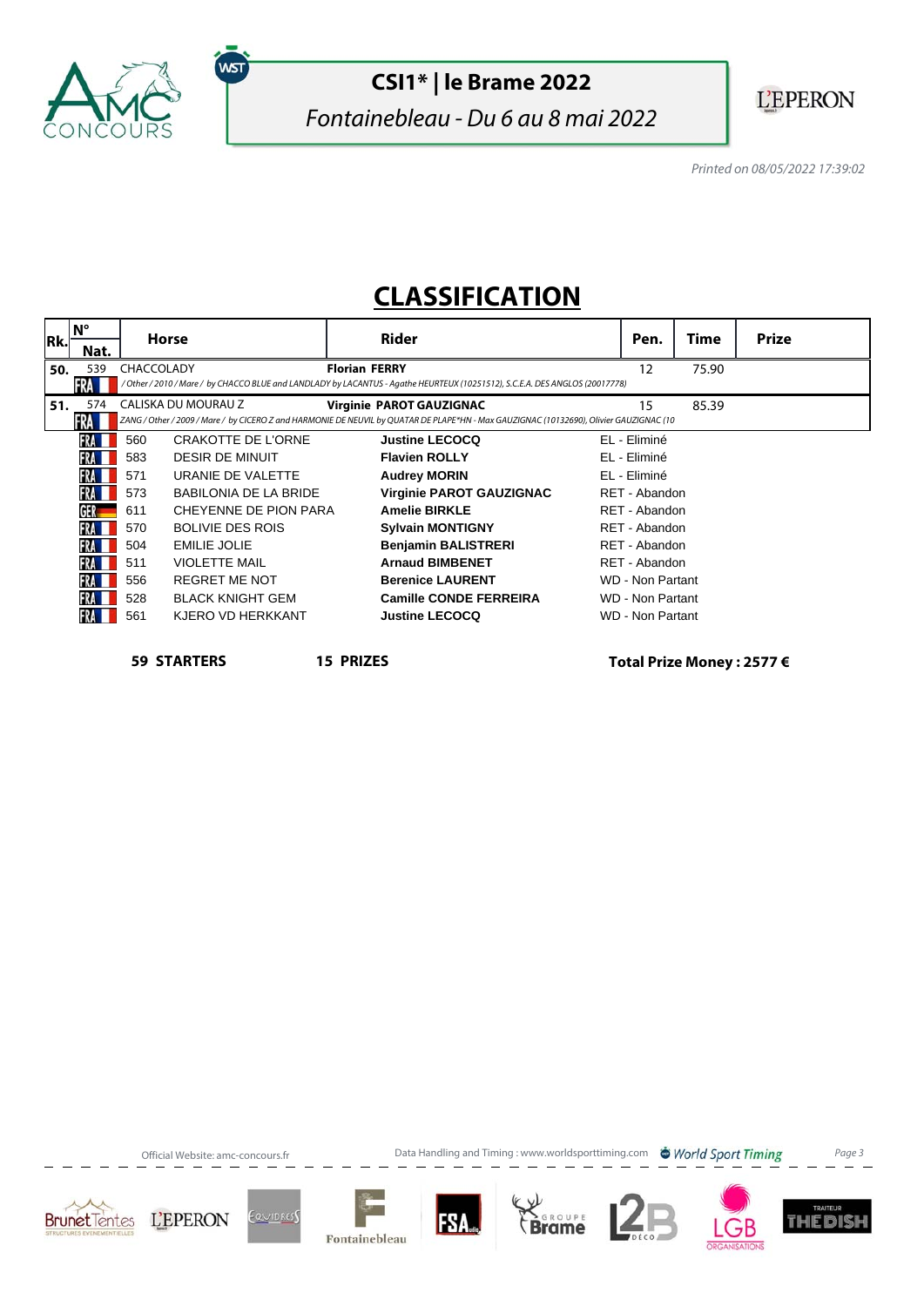# CSI1* | le Brame 2022

*Fontainebleau - Du 6 au 8 mai 2022*

*Printed on 08/05/2022 17:39:02*

## CLASSIFICATION

| Rk. | N° Nat. | Horse | Rider | Pen. | Time | Prize |
|---|---|---|---|---|---|---|
| 50. | 539 FRA | CHACCOLADY<br>*/ Other / 2010 / Mare / by CHACCO BLUE and LANDLADY by LACANTUS - Agathe HEURTEUX (10251512), S.C.E.A. DES ANGLOS (20017778)* | **Florian FERRY** | 12 | 75.90 | |
| 51. | 574 FRA | CALISKA DU MOURAU Z<br>*ZANG / Other / 2009 / Mare / by CICERO Z and HARMONIE DE NEUVIL by QUATAR DE PLAPE*HN - Max GAUZIGNAC (10132690), Olivier GAUZIGNAC (10* | **Virginie PAROT GAUZIGNAC** | 15 | 85.39 | |

| Nat. | N° | Horse | Rider | Status |
|---|---|---|---|---|
| FRA | 560 | CRAKOTTE DE L'ORNE | **Justine LECOCQ** | EL - Eliminé |
| FRA | 583 | DESIR DE MINUIT | **Flavien ROLLY** | EL - Eliminé |
| FRA | 571 | URANIE DE VALETTE | **Audrey MORIN** | EL - Eliminé |
| FRA | 573 | BABILONIA DE LA BRIDE | **Virginie PAROT GAUZIGNAC** | RET - Abandon |
| GER | 611 | CHEYENNE DE PION PARA | **Amelie BIRKLE** | RET - Abandon |
| FRA | 570 | BOLIVIE DES ROIS | **Sylvain MONTIGNY** | RET - Abandon |
| FRA | 504 | EMILIE JOLIE | **Benjamin BALISTRERI** | RET - Abandon |
| FRA | 511 | VIOLETTE MAIL | **Arnaud BIMBENET** | RET - Abandon |
| FRA | 556 | REGRET ME NOT | **Berenice LAURENT** | WD - Non Partant |
| FRA | 528 | BLACK KNIGHT GEM | **Camille CONDE FERREIRA** | WD - Non Partant |
| FRA | 561 | KJERO VD HERKKANT | **Justine LECOCQ** | WD - Non Partant |

**59 STARTERS** **15 PRIZES** **Total Prize Money : 2577 €**

Official Website: amc-concours.fr

Data Handling and Timing : www.worldsporttiming.com World Sport Timing